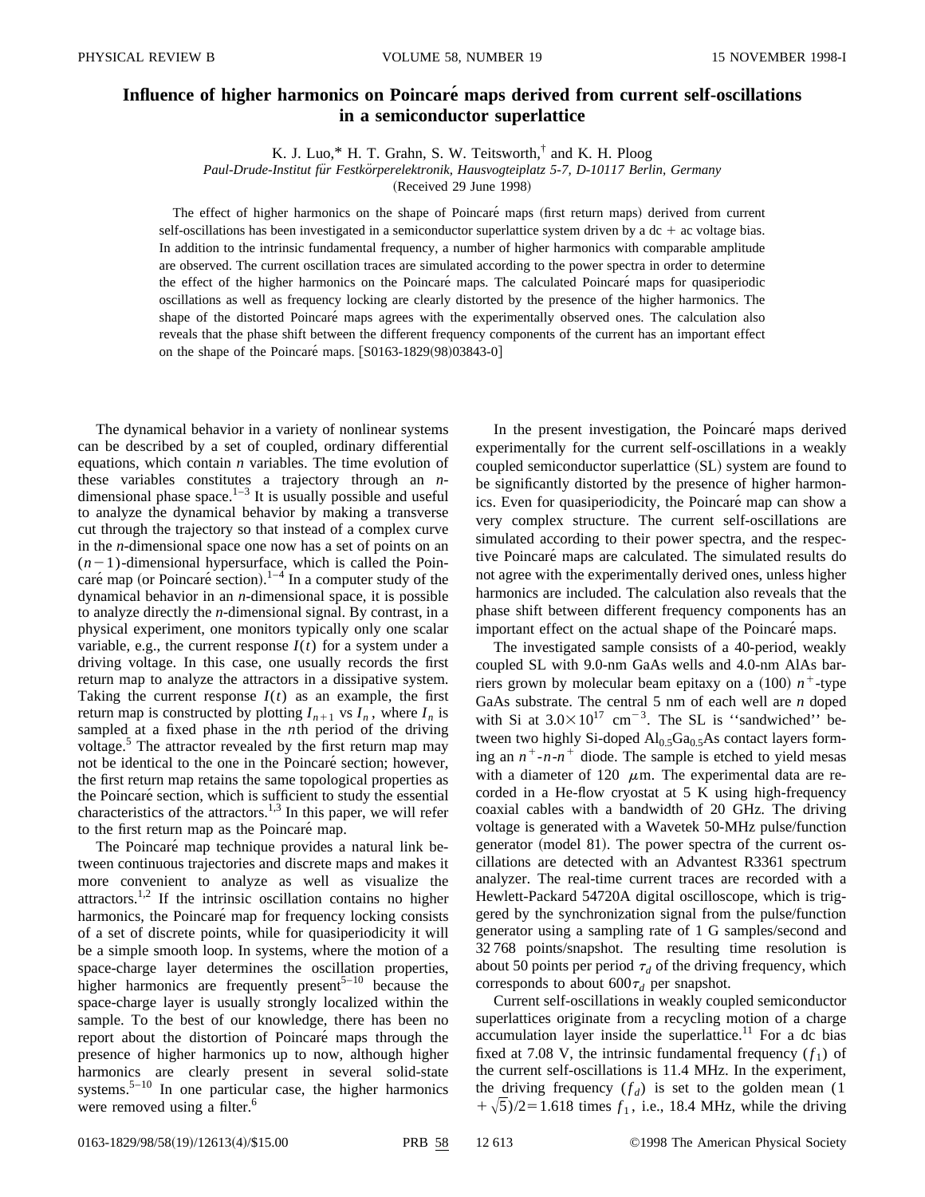# Influence of higher harmonics on Poincaré maps derived from current self-oscillations in a semiconductor superlattice

K. J. Luo,* H. T. Grahn, S. W. Teitsworth,† and K. H. Ploog

*Paul-Drude-Institut für Festkörperelektronik, Hausvogteiplatz 5-7, D-10117 Berlin, Germany*

(Received 29 June 1998)

The effect of higher harmonics on the shape of Poincaré maps (first return maps) derived from current self-oscillations has been investigated in a semiconductor superlattice system driven by a dc + ac voltage bias. In addition to the intrinsic fundamental frequency, a number of higher harmonics with comparable amplitude are observed. The current oscillation traces are simulated according to the power spectra in order to determine the effect of the higher harmonics on the Poincaré maps. The calculated Poincaré maps for quasiperiodic oscillations as well as frequency locking are clearly distorted by the presence of the higher harmonics. The shape of the distorted Poincaré maps agrees with the experimentally observed ones. The calculation also reveals that the phase shift between the different frequency components of the current has an important effect on the shape of the Poincaré maps. [S0163-1829(98)03843-0]

The dynamical behavior in a variety of nonlinear systems can be described by a set of coupled, ordinary differential equations, which contain $n$ variables. The time evolution of these variables constitutes a trajectory through an $n$-dimensional phase space.[1–3] It is usually possible and useful to analyze the dynamical behavior by making a transverse cut through the trajectory so that instead of a complex curve in the $n$-dimensional space one now has a set of points on an $(n-1)$-dimensional hypersurface, which is called the Poincaré map (or Poincaré section).[1–4] In a computer study of the dynamical behavior in an $n$-dimensional space, it is possible to analyze directly the $n$-dimensional signal. By contrast, in a physical experiment, one monitors typically only one scalar variable, e.g., the current response $I(t)$ for a system under a driving voltage. In this case, one usually records the first return map to analyze the attractors in a dissipative system. Taking the current response $I(t)$ as an example, the first return map is constructed by plotting $I_{n+1}$ vs $I_n$, where $I_n$ is sampled at a fixed phase in the $n$th period of the driving voltage.[5] The attractor revealed by the first return map may not be identical to the one in the Poincaré section; however, the first return map retains the same topological properties as the Poincaré section, which is sufficient to study the essential characteristics of the attractors.[1,3] In this paper, we will refer to the first return map as the Poincaré map.

The Poincaré map technique provides a natural link between continuous trajectories and discrete maps and makes it more convenient to analyze as well as visualize the attractors.[1,2] If the intrinsic oscillation contains no higher harmonics, the Poincaré map for frequency locking consists of a set of discrete points, while for quasiperiodicity it will be a simple smooth loop. In systems, where the motion of a space-charge layer determines the oscillation properties, higher harmonics are frequently present[5–10] because the space-charge layer is usually strongly localized within the sample. To the best of our knowledge, there has been no report about the distortion of Poincaré maps through the presence of higher harmonics up to now, although higher harmonics are clearly present in several solid-state systems.[5–10] In one particular case, the higher harmonics were removed using a filter.[6]

In the present investigation, the Poincaré maps derived experimentally for the current self-oscillations in a weakly coupled semiconductor superlattice (SL) system are found to be significantly distorted by the presence of higher harmonics. Even for quasiperiodicity, the Poincaré map can show a very complex structure. The current self-oscillations are simulated according to their power spectra, and the respective Poincaré maps are calculated. The simulated results do not agree with the experimentally derived ones, unless higher harmonics are included. The calculation also reveals that the phase shift between different frequency components has an important effect on the actual shape of the Poincaré maps.

The investigated sample consists of a 40-period, weakly coupled SL with 9.0-nm GaAs wells and 4.0-nm AlAs barriers grown by molecular beam epitaxy on a (100) $n^+$-type GaAs substrate. The central 5 nm of each well are $n$ doped with Si at $3.0\times10^{17}$ cm$^{-3}$. The SL is "sandwiched" between two highly Si-doped $Al_{0.5}Ga_{0.5}As$ contact layers forming an $n^+$-$n$-$n^+$ diode. The sample is etched to yield mesas with a diameter of 120 $\mu$m. The experimental data are recorded in a He-flow cryostat at 5 K using high-frequency coaxial cables with a bandwidth of 20 GHz. The driving voltage is generated with a Wavetek 50-MHz pulse/function generator (model 81). The power spectra of the current oscillations are detected with an Advantest R3361 spectrum analyzer. The real-time current traces are recorded with a Hewlett-Packard 54720A digital oscilloscope, which is triggered by the synchronization signal from the pulse/function generator using a sampling rate of 1 G samples/second and 32 768 points/snapshot. The resulting time resolution is about 50 points per period $\tau_d$ of the driving frequency, which corresponds to about $600\tau_d$ per snapshot.

Current self-oscillations in weakly coupled semiconductor superlattices originate from a recycling motion of a charge accumulation layer inside the superlattice.[11] For a dc bias fixed at 7.08 V, the intrinsic fundamental frequency ($f_1$) of the current self-oscillations is 11.4 MHz. In the experiment, the driving frequency ($f_d$) is set to the golden mean $(1+\sqrt{5})/2=1.618$ times $f_1$, i.e., 18.4 MHz, while the driving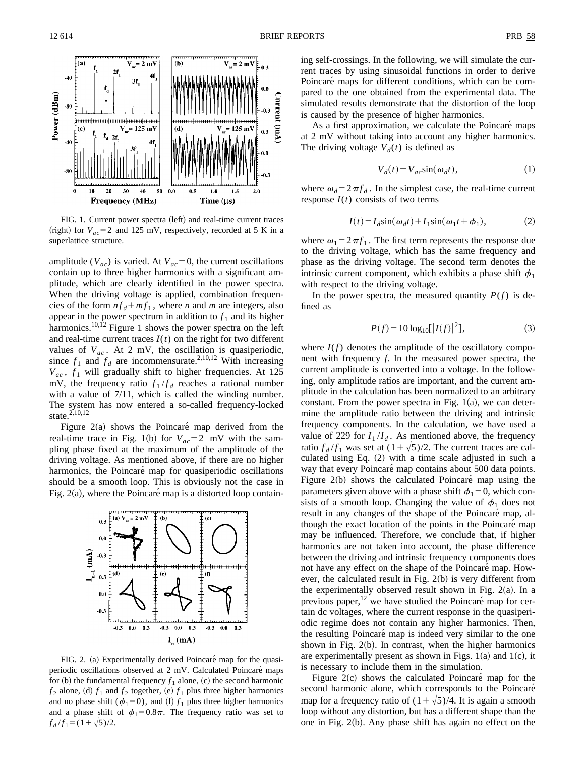FIG. 1. Current power spectra (left) and real-time current traces (right) for $V_{ac}=2$ and 125 mV, respectively, recorded at 5 K in a superlattice structure.

amplitude ($V_{ac}$) is varied. At $V_{ac}=0$, the current oscillations contain up to three higher harmonics with a significant amplitude, which are clearly identified in the power spectra. When the driving voltage is applied, combination frequencies of the form $nf_d+mf_1$, where $n$ and $m$ are integers, also appear in the power spectrum in addition to $f_1$ and its higher harmonics.[10,12] Figure 1 shows the power spectra on the left and real-time current traces $I(t)$ on the right for two different values of $V_{ac}$. At 2 mV, the oscillation is quasiperiodic, since $f_1$ and $f_d$ are incommensurate.[2,10,12] With increasing $V_{ac}$, $f_1$ will gradually shift to higher frequencies. At 125 mV, the frequency ratio $f_1/f_d$ reaches a rational number with a value of 7/11, which is called the winding number. The system has now entered a so-called frequency-locked state.[2,10,12]

Figure 2(a) shows the Poincaré map derived from the real-time trace in Fig. 1(b) for $V_{ac}=2$ mV with the sampling phase fixed at the maximum of the amplitude of the driving voltage. As mentioned above, if there are no higher harmonics, the Poincaré map for quasiperiodic oscillations should be a smooth loop. This is obviously not the case in Fig. 2(a), where the Poincaré map is a distorted loop containing self-crossings. In the following, we will simulate the current traces by using sinusoidal functions in order to derive Poincaré maps for different conditions, which can be compared to the one obtained from the experimental data. The simulated results demonstrate that the distortion of the loop is caused by the presence of higher harmonics.

FIG. 2. (a) Experimentally derived Poincaré map for the quasiperiodic oscillations observed at 2 mV. Calculated Poincaré maps for (b) the fundamental frequency $f_1$ alone, (c) the second harmonic $f_2$ alone, (d) $f_1$ and $f_2$ together, (e) $f_1$ plus three higher harmonics and no phase shift ($\phi_1=0$), and (f) $f_1$ plus three higher harmonics and a phase shift of $\phi_1=0.8\pi$. The frequency ratio was set to $f_d/f_1=(1+\sqrt{5})/2$.

As a first approximation, we calculate the Poincaré maps at 2 mV without taking into account any higher harmonics. The driving voltage $V_d(t)$ is defined as

$$V_d(t)=V_{ac}\sin(\omega_d t), \tag{1}$$

where $\omega_d=2\pi f_d$. In the simplest case, the real-time current response $I(t)$ consists of two terms

$$I(t)=I_d\sin(\omega_d t)+I_1\sin(\omega_1 t+\phi_1), \tag{2}$$

where $\omega_1=2\pi f_1$. The first term represents the response due to the driving voltage, which has the same frequency and phase as the driving voltage. The second term denotes the intrinsic current component, which exhibits a phase shift $\phi_1$ with respect to the driving voltage.

In the power spectra, the measured quantity $P(f)$ is defined as

$$P(f)=10\log_{10}[|I(f)|^2], \tag{3}$$

where $I(f)$ denotes the amplitude of the oscillatory component with frequency $f$. In the measured power spectra, the current amplitude is converted into a voltage. In the following, only amplitude ratios are important, and the current amplitude in the calculation has been normalized to an arbitrary constant. From the power spectra in Fig. 1(a), we can determine the amplitude ratio between the driving and intrinsic frequency components. In the calculation, we have used a value of 229 for $I_1/I_d$. As mentioned above, the frequency ratio $f_d/f_1$ was set at $(1+\sqrt{5})/2$. The current traces are calculated using Eq. (2) with a time scale adjusted in such a way that every Poincaré map contains about 500 data points. Figure 2(b) shows the calculated Poincaré map using the parameters given above with a phase shift $\phi_1=0$, which consists of a smooth loop. Changing the value of $\phi_1$ does not result in any changes of the shape of the Poincaré map, although the exact location of the points in the Poincaré map may be influenced. Therefore, we conclude that, if higher harmonics are not taken into account, the phase difference between the driving and intrinsic frequency components does not have any effect on the shape of the Poincaré map. However, the calculated result in Fig. 2(b) is very different from the experimentally observed result shown in Fig. 2(a). In a previous paper,[12] we have studied the Poincaré map for certain dc voltages, where the current response in the quasiperiodic regime does not contain any higher harmonics. Then, the resulting Poincaré map is indeed very similar to the one shown in Fig. 2(b). In contrast, when the higher harmonics are experimentally present as shown in Figs. 1(a) and 1(c), it is necessary to include them in the simulation.

Figure 2(c) shows the calculated Poincaré map for the second harmonic alone, which corresponds to the Poincaré map for a frequency ratio of $(1+\sqrt{5})/4$. It is again a smooth loop without any distortion, but has a different shape than the one in Fig. 2(b). Any phase shift has again no effect on the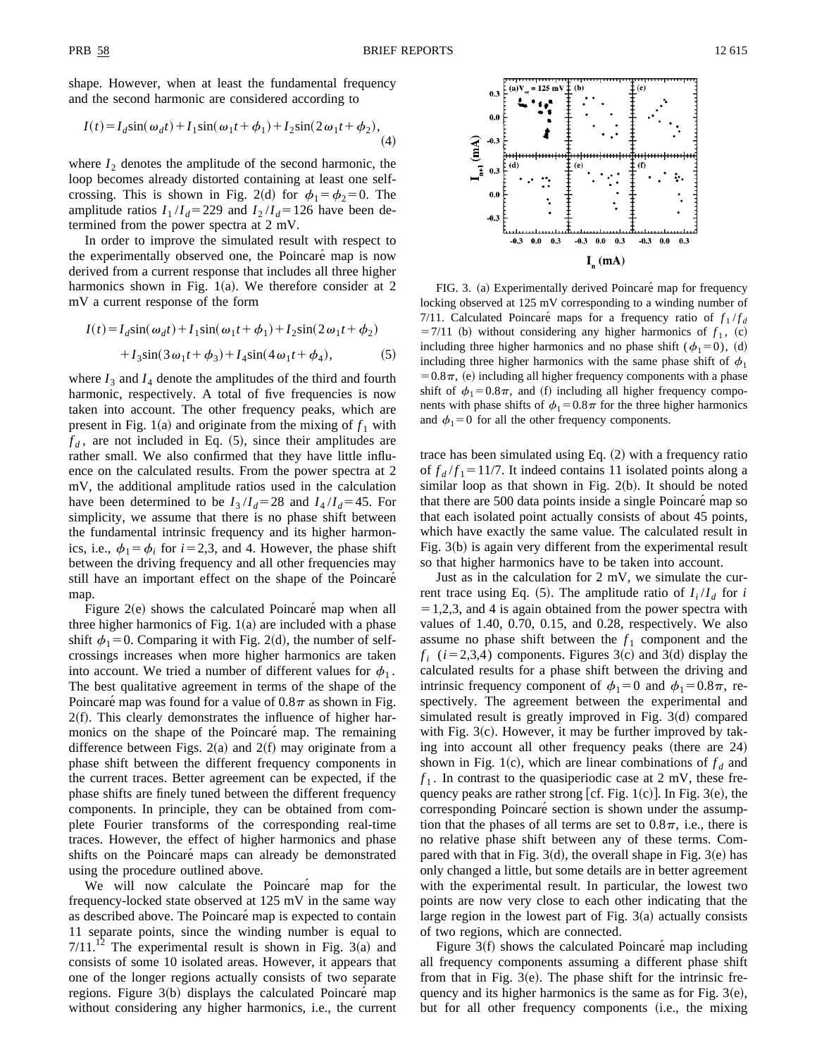shape. However, when at least the fundamental frequency and the second harmonic are considered according to

$$I(t)=I_d\sin(\omega_d t)+I_1\sin(\omega_1 t+\phi_1)+I_2\sin(2\omega_1 t+\phi_2), \tag{4}$$

where $I_2$ denotes the amplitude of the second harmonic, the loop becomes already distorted containing at least one self-crossing. This is shown in Fig. 2(d) for $\phi_1=\phi_2=0$. The amplitude ratios $I_1/I_d=229$ and $I_2/I_d=126$ have been determined from the power spectra at 2 mV.

In order to improve the simulated result with respect to the experimentally observed one, the Poincaré map is now derived from a current response that includes all three higher harmonics shown in Fig. 1(a). We therefore consider at 2 mV a current response of the form

$$I(t)=I_d\sin(\omega_d t)+I_1\sin(\omega_1 t+\phi_1)+I_2\sin(2\omega_1 t+\phi_2)$$
$$+I_3\sin(3\omega_1 t+\phi_3)+I_4\sin(4\omega_1 t+\phi_4), \tag{5}$$

where $I_3$ and $I_4$ denote the amplitudes of the third and fourth harmonic, respectively. A total of five frequencies is now taken into account. The other frequency peaks, which are present in Fig. 1(a) and originate from the mixing of $f_1$ with $f_d$, are not included in Eq. (5), since their amplitudes are rather small. We also confirmed that they have little influence on the calculated results. From the power spectra at 2 mV, the additional amplitude ratios used in the calculation have been determined to be $I_3/I_d=28$ and $I_4/I_d=45$. For simplicity, we assume that there is no phase shift between the fundamental intrinsic frequency and its higher harmonics, i.e., $\phi_1=\phi_i$ for $i=2,3$, and 4. However, the phase shift between the driving frequency and all other frequencies may still have an important effect on the shape of the Poincaré map.

Figure 2(e) shows the calculated Poincaré map when all three higher harmonics of Fig. 1(a) are included with a phase shift $\phi_1=0$. Comparing it with Fig. 2(d), the number of self-crossings increases when more higher harmonics are taken into account. We tried a number of different values for $\phi_1$. The best qualitative agreement in terms of the shape of the Poincaré map was found for a value of $0.8\pi$ as shown in Fig. 2(f). This clearly demonstrates the influence of higher harmonics on the shape of the Poincaré map. The remaining difference between Figs. 2(a) and 2(f) may originate from a phase shift between the different frequency components in the current traces. Better agreement can be expected, if the phase shifts are finely tuned between the different frequency components. In principle, they can be obtained from complete Fourier transforms of the corresponding real-time traces. However, the effect of higher harmonics and phase shifts on the Poincaré maps can already be demonstrated using the procedure outlined above.

We will now calculate the Poincaré map for the frequency-locked state observed at 125 mV in the same way as described above. The Poincaré map is expected to contain 11 separate points, since the winding number is equal to 7/11.[12] The experimental result is shown in Fig. 3(a) and consists of some 10 isolated areas. However, it appears that one of the longer regions actually consists of two separate regions. Figure 3(b) displays the calculated Poincaré map without considering any higher harmonics, i.e., the current trace has been simulated using Eq. (2) with a frequency ratio of $f_d/f_1=11/7$. It indeed contains 11 isolated points along a similar loop as that shown in Fig. 2(b). It should be noted that there are 500 data points inside a single Poincaré map so that each isolated point actually consists of about 45 points, which have exactly the same value. The calculated result in Fig. 3(b) is again very different from the experimental result so that higher harmonics have to be taken into account.

FIG. 3. (a) Experimentally derived Poincaré map for frequency locking observed at 125 mV corresponding to a winding number of 7/11. Calculated Poincaré maps for a frequency ratio of $f_1/f_d=7/11$ (b) without considering any higher harmonics of $f_1$, (c) including three higher harmonics and no phase shift ($\phi_1=0$), (d) including three higher harmonics with the same phase shift of $\phi_1=0.8\pi$, (e) including all higher frequency components with a phase shift of $\phi_1=0.8\pi$, and (f) including all higher frequency components with phase shifts of $\phi_1=0.8\pi$ for the three higher harmonics and $\phi_1=0$ for all the other frequency components.

Just as in the calculation for 2 mV, we simulate the current trace using Eq. (5). The amplitude ratio of $I_i/I_d$ for $i=1,2,3$, and 4 is again obtained from the power spectra with values of 1.40, 0.70, 0.15, and 0.28, respectively. We also assume no phase shift between the $f_1$ component and the $f_i$ $(i=2,3,4)$ components. Figures 3(c) and 3(d) display the calculated results for a phase shift between the driving and intrinsic frequency component of $\phi_1=0$ and $\phi_1=0.8\pi$, respectively. The agreement between the experimental and simulated result is greatly improved in Fig. 3(d) compared with Fig. 3(c). However, it may be further improved by taking into account all other frequency peaks (there are 24) shown in Fig. 1(c), which are linear combinations of $f_d$ and $f_1$. In contrast to the quasiperiodic case at 2 mV, these frequency peaks are rather strong [cf. Fig. 1(c)]. In Fig. 3(e), the corresponding Poincaré section is shown under the assumption that the phases of all terms are set to $0.8\pi$, i.e., there is no relative phase shift between any of these terms. Compared with that in Fig. 3(d), the overall shape in Fig. 3(e) has only changed a little, but some details are in better agreement with the experimental result. In particular, the lowest two points are now very close to each other indicating that the large region in the lowest part of Fig. 3(a) actually consists of two regions, which are connected.

Figure 3(f) shows the calculated Poincaré map including all frequency components assuming a different phase shift from that in Fig. 3(e). The phase shift for the intrinsic frequency and its higher harmonics is the same as for Fig. 3(e), but for all other frequency components (i.e., the mixing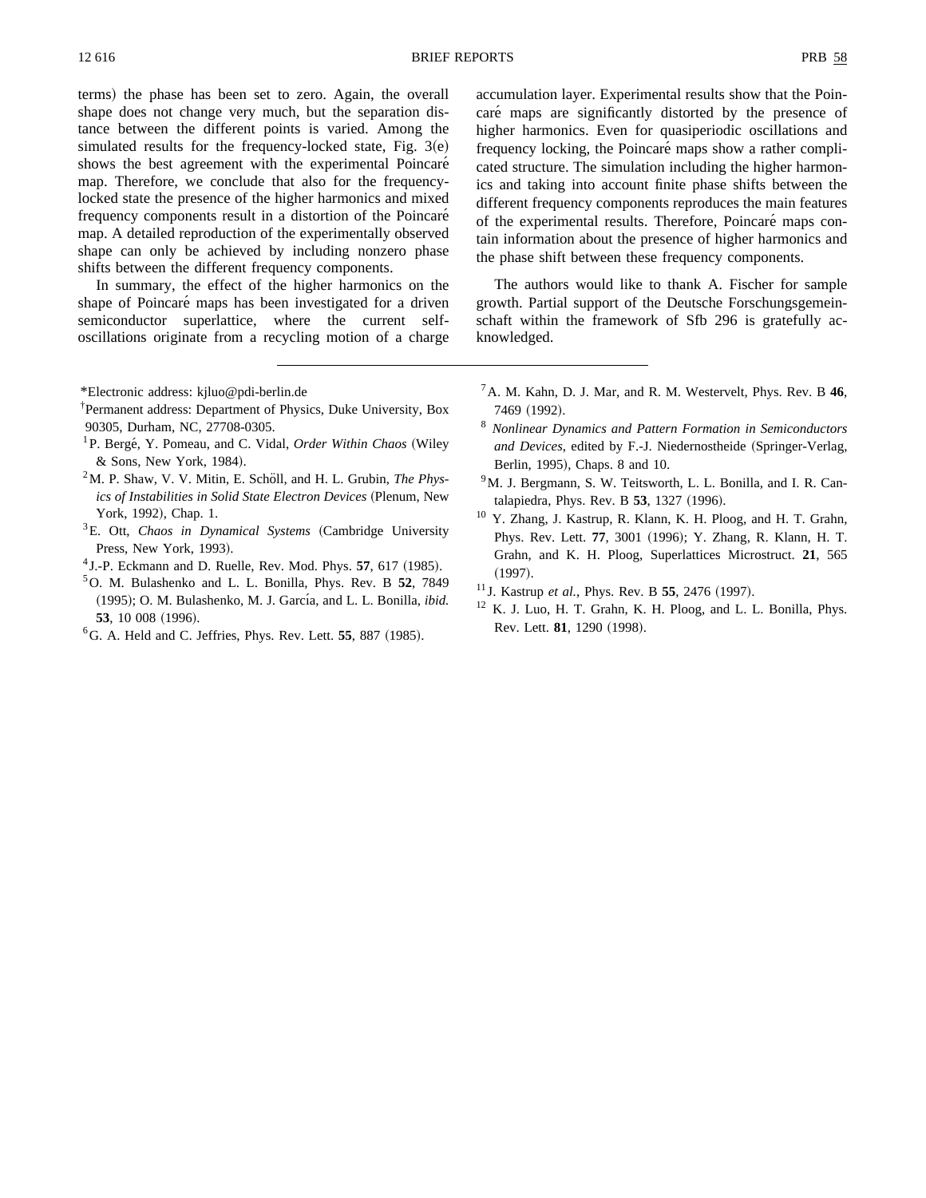terms) the phase has been set to zero. Again, the overall shape does not change very much, but the separation distance between the different points is varied. Among the simulated results for the frequency-locked state, Fig. 3(e) shows the best agreement with the experimental Poincaré map. Therefore, we conclude that also for the frequency-locked state the presence of the higher harmonics and mixed frequency components result in a distortion of the Poincaré map. A detailed reproduction of the experimentally observed shape can only be achieved by including nonzero phase shifts between the different frequency components.

In summary, the effect of the higher harmonics on the shape of Poincaré maps has been investigated for a driven semiconductor superlattice, where the current self-oscillations originate from a recycling motion of a charge accumulation layer. Experimental results show that the Poincaré maps are significantly distorted by the presence of higher harmonics. Even for quasiperiodic oscillations and frequency locking, the Poincaré maps show a rather complicated structure. The simulation including the higher harmonics and taking into account finite phase shifts between the different frequency components reproduces the main features of the experimental results. Therefore, Poincaré maps contain information about the presence of higher harmonics and the phase shift between these frequency components.

The authors would like to thank A. Fischer for sample growth. Partial support of the Deutsche Forschungsgemeinschaft within the framework of Sfb 296 is gratefully acknowledged.

---

*Electronic address: kjluo@pdi-berlin.de

†Permanent address: Department of Physics, Duke University, Box 90305, Durham, NC, 27708-0305.

[1] P. Bergé, Y. Pomeau, and C. Vidal, *Order Within Chaos* (Wiley & Sons, New York, 1984).

[2] M. P. Shaw, V. V. Mitin, E. Schöll, and H. L. Grubin, *The Physics of Instabilities in Solid State Electron Devices* (Plenum, New York, 1992), Chap. 1.

[3] E. Ott, *Chaos in Dynamical Systems* (Cambridge University Press, New York, 1993).

[4] J.-P. Eckmann and D. Ruelle, Rev. Mod. Phys. **57**, 617 (1985).

[5] O. M. Bulashenko and L. L. Bonilla, Phys. Rev. B **52**, 7849 (1995); O. M. Bulashenko, M. J. García, and L. L. Bonilla, *ibid.* **53**, 10 008 (1996).

[6] G. A. Held and C. Jeffries, Phys. Rev. Lett. **55**, 887 (1985).

[7] A. M. Kahn, D. J. Mar, and R. M. Westervelt, Phys. Rev. B **46**, 7469 (1992).

[8] *Nonlinear Dynamics and Pattern Formation in Semiconductors and Devices*, edited by F.-J. Niedernostheide (Springer-Verlag, Berlin, 1995), Chaps. 8 and 10.

[9] M. J. Bergmann, S. W. Teitsworth, L. L. Bonilla, and I. R. Cantalapiedra, Phys. Rev. B **53**, 1327 (1996).

[10] Y. Zhang, J. Kastrup, R. Klann, K. H. Ploog, and H. T. Grahn, Phys. Rev. Lett. **77**, 3001 (1996); Y. Zhang, R. Klann, H. T. Grahn, and K. H. Ploog, Superlattices Microstruct. **21**, 565 (1997).

[11] J. Kastrup *et al.*, Phys. Rev. B **55**, 2476 (1997).

[12] K. J. Luo, H. T. Grahn, K. H. Ploog, and L. L. Bonilla, Phys. Rev. Lett. **81**, 1290 (1998).